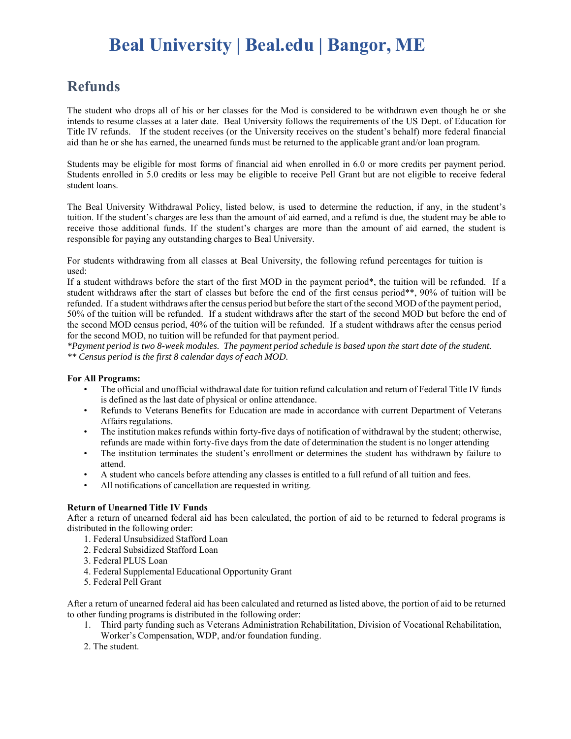# Beal University | Beal.edu | Bangor, ME

## Refunds

The student who drops all of his or her classes for the Mod is considered to be withdrawn even though he or she intends to resume classes at a later date. Beal University follows the requirements of the US Dept. of Education for Title IV refunds. If the student receives (or the University receives on the student's behalf) more federal financial aid than he or she has earned, the unearned funds must be returned to the applicable grant and/or loan program.

Students may be eligible for most forms of financial aid when enrolled in 6.0 or more credits per payment period. Students enrolled in 5.0 credits or less may be eligible to receive Pell Grant but are not eligible to receive federal student loans.

The Beal University Withdrawal Policy, listed below, is used to determine the reduction, if any, in the student's tuition. If the student's charges are less than the amount of aid earned, and a refund is due, the student may be able to receive those additional funds. If the student's charges are more than the amount of aid earned, the student is responsible for paying any outstanding charges to Beal University.

For students withdrawing from all classes at Beal University, the following refund percentages for tuition is used:

If a student withdraws before the start of the first MOD in the payment period*, the tuition will be refunded. If a student withdraws after the start of classes but before the end of the first census period**, 90% of tuition will be refunded. If a student withdraws after the census period but before the start of the second MOD of the payment period, 50% of the tuition will be refunded. If a student withdraws after the start of the second MOD but before the end of the second MOD census period, 40% of the tuition will be refunded. If a student withdraws after the census period for the second MOD, no tuition will be refunded for that payment period.

*\*Payment period is two 8-week modules. The payment period schedule is based upon the start date of the student.*
*\*\* Census period is the first 8 calendar days of each MOD.*

**For All Programs:**

- The official and unofficial withdrawal date for tuition refund calculation and return of Federal Title IV funds is defined as the last date of physical or online attendance.
- Refunds to Veterans Benefits for Education are made in accordance with current Department of Veterans Affairs regulations.
- The institution makes refunds within forty-five days of notification of withdrawal by the student; otherwise, refunds are made within forty-five days from the date of determination the student is no longer attending
- The institution terminates the student's enrollment or determines the student has withdrawn by failure to attend.
- A student who cancels before attending any classes is entitled to a full refund of all tuition and fees.
- All notifications of cancellation are requested in writing.

**Return of Unearned Title IV Funds**

After a return of unearned federal aid has been calculated, the portion of aid to be returned to federal programs is distributed in the following order:

1. Federal Unsubsidized Stafford Loan
2. Federal Subsidized Stafford Loan
3. Federal PLUS Loan
4. Federal Supplemental Educational Opportunity Grant
5. Federal Pell Grant

After a return of unearned federal aid has been calculated and returned as listed above, the portion of aid to be returned to other funding programs is distributed in the following order:

1. Third party funding such as Veterans Administration Rehabilitation, Division of Vocational Rehabilitation, Worker's Compensation, WDP, and/or foundation funding.
2. The student.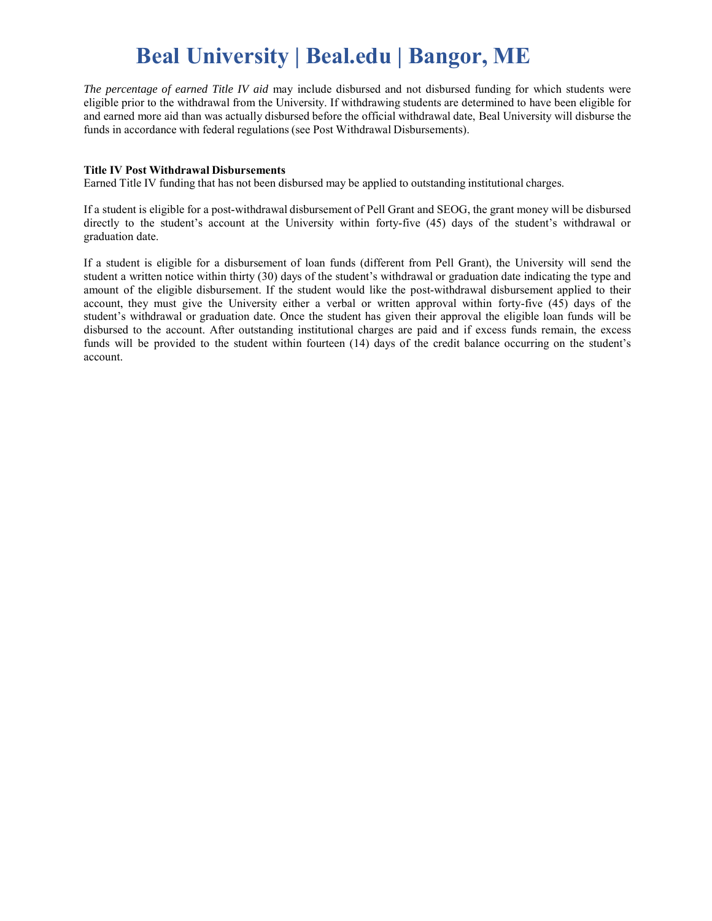*The percentage of earned Title IV aid* may include disbursed and not disbursed funding for which students were eligible prior to the withdrawal from the University. If withdrawing students are determined to have been eligible for and earned more aid than was actually disbursed before the official withdrawal date, Beal University will disburse the funds in accordance with federal regulations (see Post Withdrawal Disbursements).

**Title IV Post Withdrawal Disbursements**

Earned Title IV funding that has not been disbursed may be applied to outstanding institutional charges.

If a student is eligible for a post-withdrawal disbursement of Pell Grant and SEOG, the grant money will be disbursed directly to the student's account at the University within forty-five (45) days of the student's withdrawal or graduation date.

If a student is eligible for a disbursement of loan funds (different from Pell Grant), the University will send the student a written notice within thirty (30) days of the student's withdrawal or graduation date indicating the type and amount of the eligible disbursement. If the student would like the post-withdrawal disbursement applied to their account, they must give the University either a verbal or written approval within forty-five (45) days of the student's withdrawal or graduation date. Once the student has given their approval the eligible loan funds will be disbursed to the account. After outstanding institutional charges are paid and if excess funds remain, the excess funds will be provided to the student within fourteen (14) days of the credit balance occurring on the student's account.